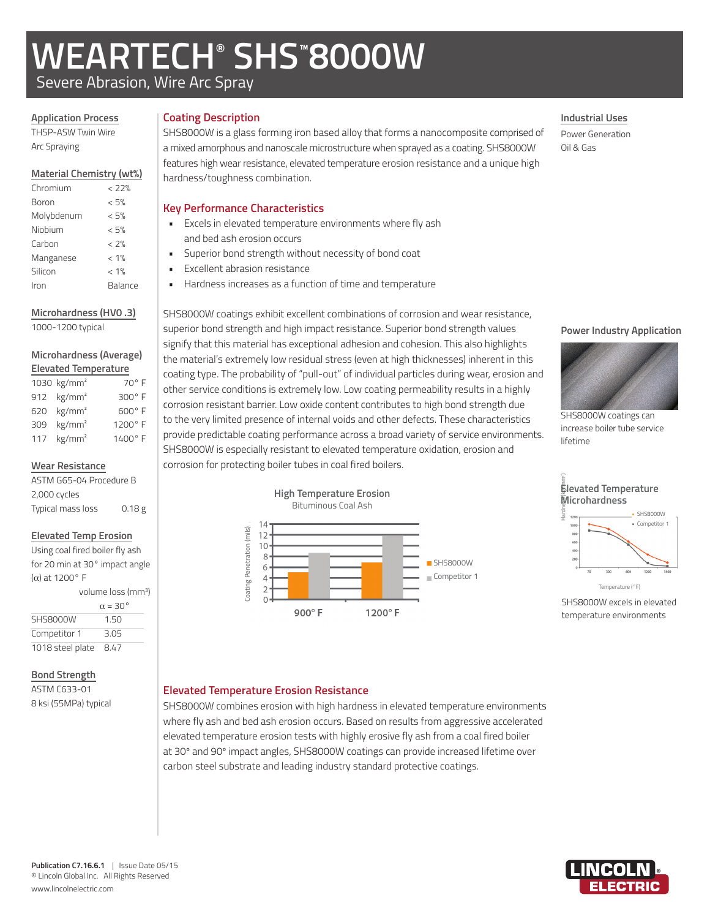# WEARTECH® SHS™8000W

Severe Abrasion, Wire Arc Spray

## Application Process

THSP-ASW Twin Wire Arc Spraying

## Material Chemistry (wt%)

| Element | wt% |
|---|---|
| Chromium | < 22% |
| Boron | < 5% |
| Molybdenum | < 5% |
| Niobium | < 5% |
| Carbon | < 2% |
| Manganese | < 1% |
| Silicon | < 1% |
| Iron | Balance |

## Microhardness (HV0 .3)

1000-1200 typical

## Microhardness (Average) Elevated Temperature

| Hardness | Temperature |
|---|---|
| 1030 kg/mm² | 70° F |
| 912 kg/mm² | 300° F |
| 620 kg/mm² | 600° F |
| 309 kg/mm² | 1200° F |
| 117 kg/mm² | 1400° F |

## Wear Resistance

ASTM G65-04 Procedure B

2,000 cycles

Typical mass loss 0.18 g

## Elevated Temp Erosion

Using coal fired boiler fly ash for 20 min at 30° impact angle (α) at 1200° F

| | volume loss (mm³) α = 30° |
|---|---|
| SHS8000W | 1.50 |
| Competitor 1 | 3.05 |
| 1018 steel plate | 8.47 |

## Bond Strength

ASTM C633-01

8 ksi (55MPa) typical

## Coating Description

SHS8000W is a glass forming iron based alloy that forms a nanocomposite comprised of a mixed amorphous and nanoscale microstructure when sprayed as a coating. SHS8000W features high wear resistance, elevated temperature erosion resistance and a unique high hardness/toughness combination.

## Key Performance Characteristics

- Excels in elevated temperature environments where fly ash and bed ash erosion occurs
- Superior bond strength without necessity of bond coat
- Excellent abrasion resistance
- Hardness increases as a function of time and temperature

SHS8000W coatings exhibit excellent combinations of corrosion and wear resistance, superior bond strength and high impact resistance. Superior bond strength values signify that this material has exceptional adhesion and cohesion. This also highlights the material's extremely low residual stress (even at high thicknesses) inherent in this coating type. The probability of "pull-out" of individual particles during wear, erosion and other service conditions is extremely low. Low coating permeability results in a highly corrosion resistant barrier. Low oxide content contributes to high bond strength due to the very limited presence of internal voids and other defects. These characteristics provide predictable coating performance across a broad variety of service environments. SHS8000W is especially resistant to elevated temperature oxidation, erosion and corrosion for protecting boiler tubes in coal fired boilers.

**High Temperature Erosion**
Bituminous Coal Ash

Coating Penetration (mils): 0–14; 900° F, 1200° F; SHS8000W, Competitor 1

## Elevated Temperature Erosion Resistance

SHS8000W combines erosion with high hardness in elevated temperature environments where fly ash and bed ash erosion occurs. Based on results from aggressive accelerated elevated temperature erosion tests with highly erosive fly ash from a coal fired boiler at 30° and 90° impact angles, SHS8000W coatings can provide increased lifetime over carbon steel substrate and leading industry standard protective coatings.

## Industrial Uses

Power Generation

Oil & Gas

**Power Industry Application**

SHS8000W coatings can increase boiler tube service lifetime

**Elevated Temperature Microhardness**

Hardness (kg/mm²); Temperature (°F); SHS8000W, Competitor 1

SHS8000W excels in elevated temperature environments

Publication C7.16.6.1 | Issue Date 05/15
© Lincoln Global Inc. All Rights Reserved
www.lincolnelectric.com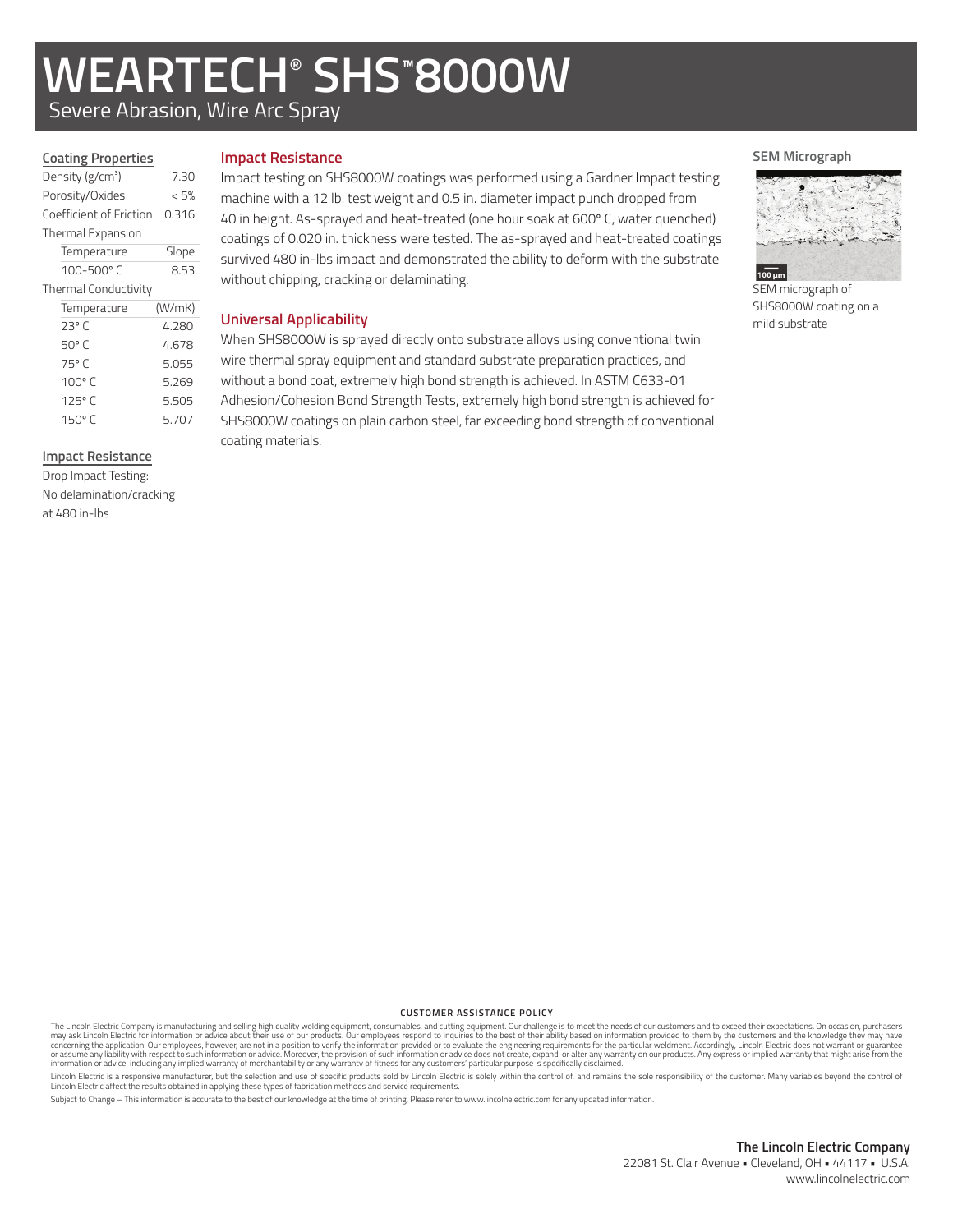# WEARTECH® SHS™8000W

Severe Abrasion, Wire Arc Spray

## Coating Properties

| | |
|---|---|
| Density (g/cm³) | 7.30 |
| Porosity/Oxides | < 5% |
| Coefficient of Friction | 0.316 |
| Thermal Expansion | |
| Temperature | Slope |
| 100-500° C | 8.53 |
| Thermal Conductivity | |
| Temperature | (W/mK) |
| 23° C | 4.280 |
| 50° C | 4.678 |
| 75° C | 5.055 |
| 100° C | 5.269 |
| 125° C | 5.505 |
| 150° C | 5.707 |

## Impact Resistance

Drop Impact Testing:
No delamination/cracking at 480 in-lbs

## Impact Resistance

Impact testing on SHS8000W coatings was performed using a Gardner Impact testing machine with a 12 lb. test weight and 0.5 in. diameter impact punch dropped from 40 in height. As-sprayed and heat-treated (one hour soak at 600° C, water quenched) coatings of 0.020 in. thickness were tested. The as-sprayed and heat-treated coatings survived 480 in-lbs impact and demonstrated the ability to deform with the substrate without chipping, cracking or delaminating.

## Universal Applicability

When SHS8000W is sprayed directly onto substrate alloys using conventional twin wire thermal spray equipment and standard substrate preparation practices, and without a bond coat, extremely high bond strength is achieved. In ASTM C633-01 Adhesion/Cohesion Bond Strength Tests, extremely high bond strength is achieved for SHS8000W coatings on plain carbon steel, far exceeding bond strength of conventional coating materials.

## SEM Micrograph

100 µm

SEM micrograph of SHS8000W coating on a mild substrate

**CUSTOMER ASSISTANCE POLICY**

The Lincoln Electric Company is manufacturing and selling high quality welding equipment, consumables, and cutting equipment. Our challenge is to meet the needs of our customers and to exceed their expectations. On occasion, purchasers may ask Lincoln Electric for information or advice about their use of our products. Our employees respond to inquiries to the best of their ability based on information provided to them by the customers and the knowledge they may have concerning the application. Our employees, however, are not in a position to verify the information provided or to evaluate the engineering requirements for the particular weldment. Accordingly, Lincoln Electric does not warrant or guarantee or assume any liability with respect to such information or advice. Moreover, the provision of such information or advice does not create, expand, or alter any warranty on our products. Any express or implied warranty that might arise from the information or advice, including any implied warranty of merchantability or any warranty of fitness for any customers' particular purpose is specifically disclaimed.

Lincoln Electric is a responsive manufacturer, but the selection and use of specific products sold by Lincoln Electric is solely within the control of, and remains the sole responsibility of the customer. Many variables beyond the control of Lincoln Electric affect the results obtained in applying these types of fabrication methods and service requirements.

Subject to Change – This information is accurate to the best of our knowledge at the time of printing. Please refer to www.lincolnelectric.com for any updated information.

**The Lincoln Electric Company**
22081 St. Clair Avenue • Cleveland, OH • 44117 • U.S.A.
www.lincolnelectric.com